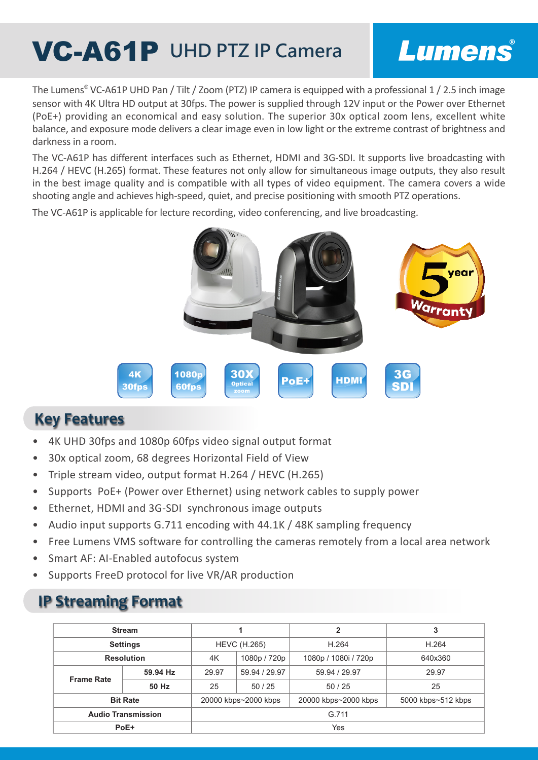# VC-A61P UHD PTZ IP Camera

Lumens®

The Lumens® VC-A61P UHD Pan / Tilt / Zoom (PTZ) IP camera is equipped with a professional 1 / 2.5 inch image sensor with 4K Ultra HD output at 30fps. The power is supplied through 12V input or the Power over Ethernet (PoE+) providing an economical and easy solution. The superior 30x optical zoom lens, excellent white balance, and exposure mode delivers a clear image even in low light or the extreme contrast of brightness and darkness in a room.

The VC-A61P has different interfaces such as Ethernet, HDMI and 3G-SDI. It supports live broadcasting with H.264 / HEVC (H.265) format. These features not only allow for simultaneous image outputs, they also result in the best image quality and is compatible with all types of video equipment. The camera covers a wide shooting angle and achieves high-speed, quiet, and precise positioning with smooth PTZ operations.

The VC-A61P is applicable for lecture recording, video conferencing, and live broadcasting.

5 year Warranty

4K 30fps | 1080p 60fps | 30X Optical zoom | PoE+ | HDMI | 3G SDI

## Key Features

- 4K UHD 30fps and 1080p 60fps video signal output format
- 30x optical zoom, 68 degrees Horizontal Field of View
- Triple stream video, output format H.264 / HEVC (H.265)
- Supports PoE+ (Power over Ethernet) using network cables to supply power
- Ethernet, HDMI and 3G-SDI synchronous image outputs
- Audio input supports G.711 encoding with 44.1K / 48K sampling frequency
- Free Lumens VMS software for controlling the cameras remotely from a local area network
- Smart AF: AI-Enabled autofocus system
- Supports FreeD protocol for live VR/AR production

## IP Streaming Format

| Stream | | 1 | | 2 | 3 |
|---|---|---|---|---|---|
| Settings | | HEVC (H.265) | | H.264 | H.264 |
| Resolution | | 4K | 1080p / 720p | 1080p / 1080i / 720p | 640x360 |
| Frame Rate | 59.94 Hz | 29.97 | 59.94 / 29.97 | 59.94 / 29.97 | 29.97 |
| | 50 Hz | 25 | 50 / 25 | 50 / 25 | 25 |
| Bit Rate | | 20000 kbps~2000 kbps | | 20000 kbps~2000 kbps | 5000 kbps~512 kbps |
| Audio Transmission | | G.711 | | | |
| PoE+ | | Yes | | | |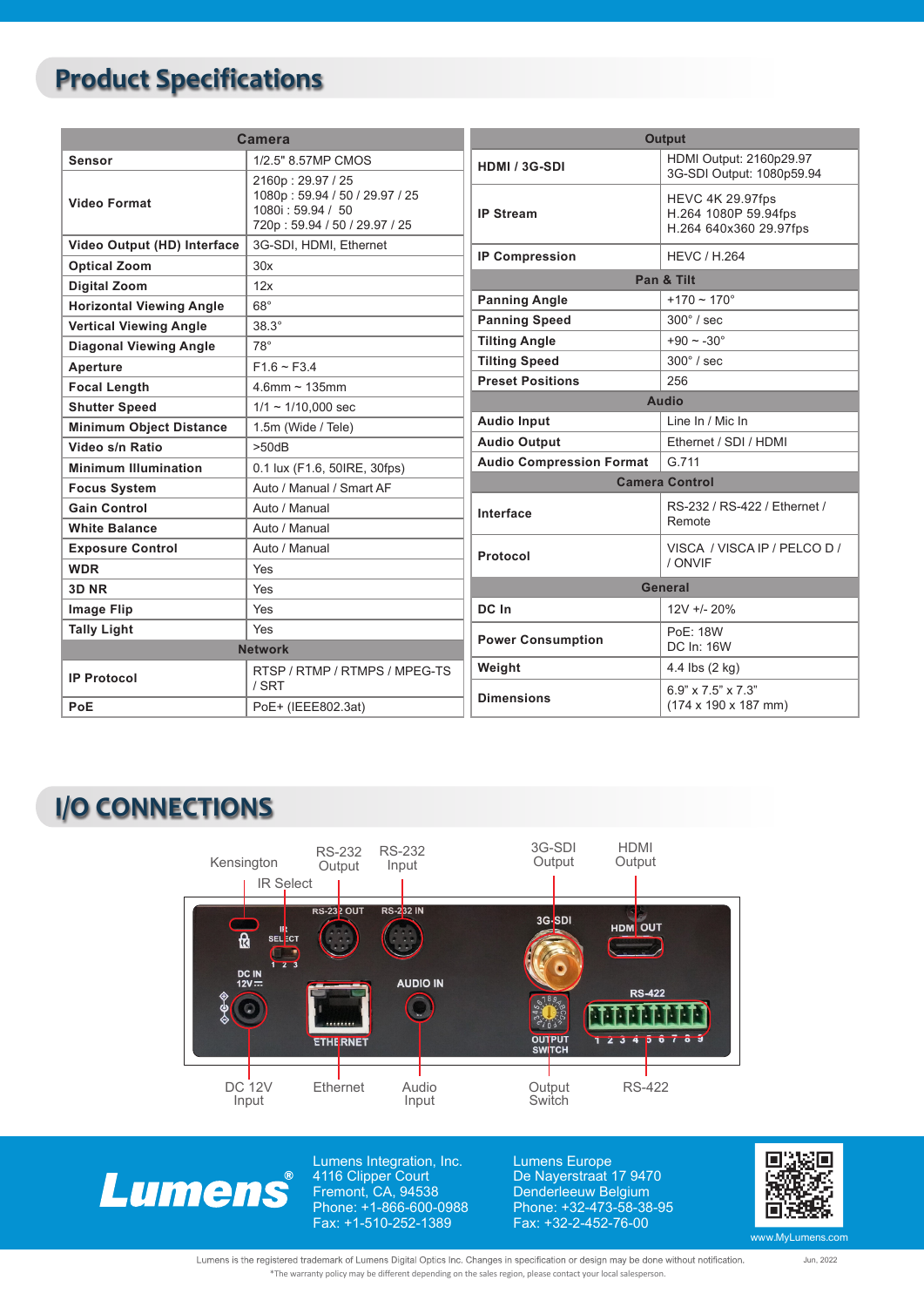## Product Specifications

| Camera | |
|---|---|
| Sensor | 1/2.5" 8.57MP CMOS |
| Video Format | 2160p : 29.97 / 25<br>1080p : 59.94 / 50 / 29.97 / 25<br>1080i : 59.94 / 50<br>720p : 59.94 / 50 / 29.97 / 25 |
| Video Output (HD) Interface | 3G-SDI, HDMI, Ethernet |
| Optical Zoom | 30x |
| Digital Zoom | 12x |
| Horizontal Viewing Angle | 68° |
| Vertical Viewing Angle | 38.3° |
| Diagonal Viewing Angle | 78° |
| Aperture | F1.6 ~ F3.4 |
| Focal Length | 4.6mm ~ 135mm |
| Shutter Speed | 1/1 ~ 1/10,000 sec |
| Minimum Object Distance | 1.5m (Wide / Tele) |
| Video s/n Ratio | >50dB |
| Minimum Illumination | 0.1 lux (F1.6, 50IRE, 30fps) |
| Focus System | Auto / Manual / Smart AF |
| Gain Control | Auto / Manual |
| White Balance | Auto / Manual |
| Exposure Control | Auto / Manual |
| WDR | Yes |
| 3D NR | Yes |
| Image Flip | Yes |
| Tally Light | Yes |
| **Network** | |
| IP Protocol | RTSP / RTMP / RTMPS / MPEG-TS / SRT |
| PoE | PoE+ (IEEE802.3at) |

| Output | |
|---|---|
| HDMI / 3G-SDI | HDMI Output: 2160p29.97<br>3G-SDI Output: 1080p59.94 |
| IP Stream | HEVC 4K 29.97fps<br>H.264 1080P 59.94fps<br>H.264 640x360 29.97fps |
| IP Compression | HEVC / H.264 |
| **Pan & Tilt** | |
| Panning Angle | +170 ~ 170° |
| Panning Speed | 300° / sec |
| Tilting Angle | +90 ~ -30° |
| Tilting Speed | 300° / sec |
| Preset Positions | 256 |
| **Audio** | |
| Audio Input | Line In / Mic In |
| Audio Output | Ethernet / SDI / HDMI |
| Audio Compression Format | G.711 |
| **Camera Control** | |
| Interface | RS-232 / RS-422 / Ethernet / Remote |
| Protocol | VISCA / VISCA IP / PELCO D / / ONVIF |
| **General** | |
| DC In | 12V +/- 20% |
| Power Consumption | PoE: 18W<br>DC In: 16W |
| Weight | 4.4 lbs (2 kg) |
| Dimensions | 6.9" x 7.5" x 7.3"<br>(174 x 190 x 187 mm) |

## I/O CONNECTIONS

Kensington
IR Select
RS-232 Output
RS-232 Input
3G-SDI Output
HDMI Output
DC 12V Input
Ethernet
Audio Input
Output Switch
RS-422

Lumens®

Lumens Integration, Inc.
4116 Clipper Court
Fremont, CA, 94538
Phone: +1-866-600-0988
Fax: +1-510-252-1389

Lumens Europe
De Nayerstraat 17 9470
Denderleeuw Belgium
Phone: +32-473-58-38-95
Fax: +32-2-452-76-00

www.MyLumens.com

Lumens is the registered trademark of Lumens Digital Optics Inc. Changes in specification or design may be done without notification. Jun, 2022

*The warranty policy may be different depending on the sales region, please contact your local salesperson.